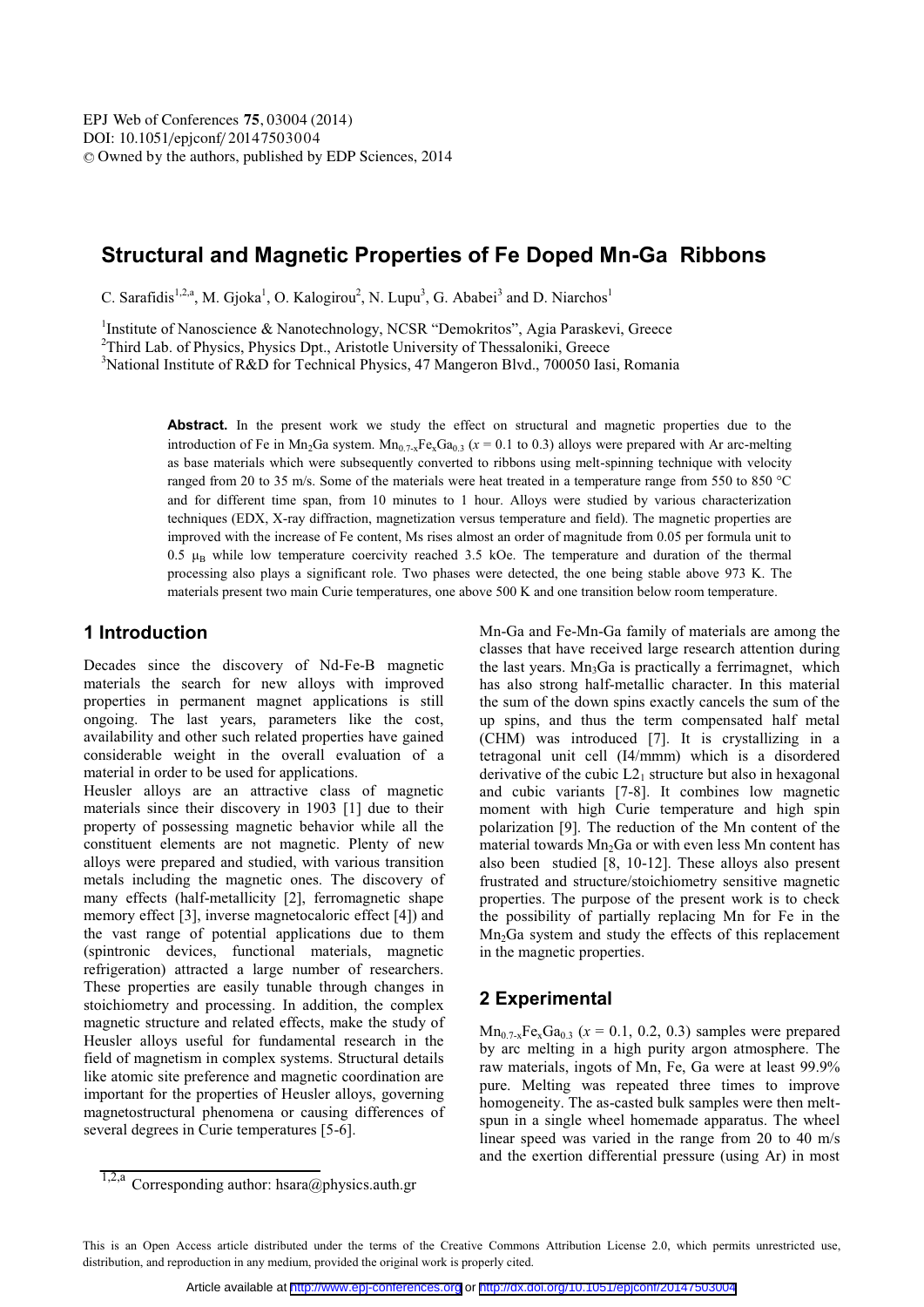# Structural and Magnetic Properties of Fe Doped Mn-Ga Ribbons

C. Sarafidis[1,2,a], M. Gjoka[1], O. Kalogirou[2], N. Lupu[3], G. Ababei[3] and D. Niarchos[1]

[1]Institute of Nanoscience & Nanotechnology, NCSR "Demokritos", Agia Paraskevi, Greece
[2]Third Lab. of Physics, Physics Dpt., Aristotle University of Thessaloniki, Greece
[3]National Institute of R&D for Technical Physics, 47 Mangeron Blvd., 700050 Iasi, Romania

**Abstract.** In the present work we study the effect on structural and magnetic properties due to the introduction of Fe in $Mn_2Ga$ system. $Mn_{0.7-x}Fe_xGa_{0.3}$ ($x$ = 0.1 to 0.3) alloys were prepared with Ar arc-melting as base materials which were subsequently converted to ribbons using melt-spinning technique with velocity ranged from 20 to 35 m/s. Some of the materials were heat treated in a temperature range from 550 to 850 °C and for different time span, from 10 minutes to 1 hour. Alloys were studied by various characterization techniques (EDX, X-ray diffraction, magnetization versus temperature and field). The magnetic properties are improved with the increase of Fe content, Ms rises almost an order of magnitude from 0.05 per formula unit to 0.5 $\mu_B$ while low temperature coercivity reached 3.5 kOe. The temperature and duration of the thermal processing also plays a significant role. Two phases were detected, the one being stable above 973 K. The materials present two main Curie temperatures, one above 500 K and one transition below room temperature.

## 1 Introduction

Decades since the discovery of Nd-Fe-B magnetic materials the search for new alloys with improved properties in permanent magnet applications is still ongoing. The last years, parameters like the cost, availability and other such related properties have gained considerable weight in the overall evaluation of a material in order to be used for applications.

Heusler alloys are an attractive class of magnetic materials since their discovery in 1903 [1] due to their property of possessing magnetic behavior while all the constituent elements are not magnetic. Plenty of new alloys were prepared and studied, with various transition metals including the magnetic ones. The discovery of many effects (half-metallicity [2], ferromagnetic shape memory effect [3], inverse magnetocaloric effect [4]) and the vast range of potential applications due to them (spintronic devices, functional materials, magnetic refrigeration) attracted a large number of researchers. These properties are easily tunable through changes in stoichiometry and processing. In addition, the complex magnetic structure and related effects, make the study of Heusler alloys useful for fundamental research in the field of magnetism in complex systems. Structural details like atomic site preference and magnetic coordination are important for the properties of Heusler alloys, governing magnetostructural phenomena or causing differences of several degrees in Curie temperatures [5-6].

Mn-Ga and Fe-Mn-Ga family of materials are among the classes that have received large research attention during the last years. $Mn_3Ga$ is practically a ferrimagnet, which has also strong half-metallic character. In this material the sum of the down spins exactly cancels the sum of the up spins, and thus the term compensated half metal (CHM) was introduced [7]. It is crystallizing in a tetragonal unit cell (I4/mmm) which is a disordered derivative of the cubic $L2_1$ structure but also in hexagonal and cubic variants [7-8]. It combines low magnetic moment with high Curie temperature and high spin polarization [9]. The reduction of the Mn content of the material towards $Mn_2Ga$ or with even less Mn content has also been studied [8, 10-12]. These alloys also present frustrated and structure/stoichiometry sensitive magnetic properties. The purpose of the present work is to check the possibility of partially replacing Mn for Fe in the $Mn_2Ga$ system and study the effects of this replacement in the magnetic properties.

## 2 Experimental

$Mn_{0.7-x}Fe_xGa_{0.3}$ ($x$ = 0.1, 0.2, 0.3) samples were prepared by arc melting in a high purity argon atmosphere. The raw materials, ingots of Mn, Fe, Ga were at least 99.9% pure. Melting was repeated three times to improve homogeneity. The as-casted bulk samples were then melt-spun in a single wheel homemade apparatus. The wheel linear speed was varied in the range from 20 to 40 m/s and the exertion differential pressure (using Ar) in most

[1,2,a] Corresponding author: hsara@physics.auth.gr

This is an Open Access article distributed under the terms of the Creative Commons Attribution License 2.0, which permits unrestricted use, distribution, and reproduction in any medium, provided the original work is properly cited.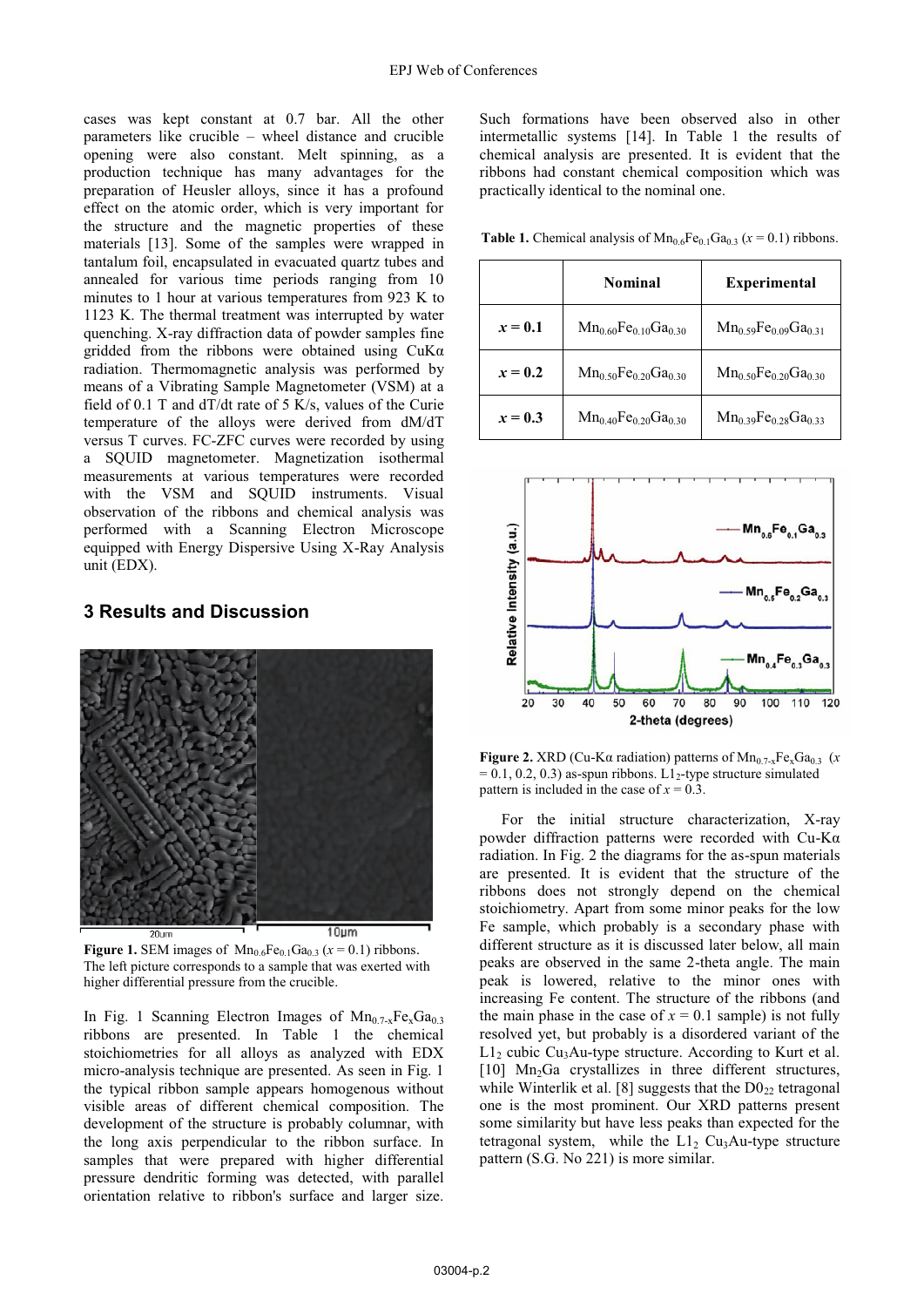cases was kept constant at 0.7 bar. All the other parameters like crucible – wheel distance and crucible opening were also constant. Melt spinning, as a production technique has many advantages for the preparation of Heusler alloys, since it has a profound effect on the atomic order, which is very important for the structure and the magnetic properties of these materials [13]. Some of the samples were wrapped in tantalum foil, encapsulated in evacuated quartz tubes and annealed for various time periods ranging from 10 minutes to 1 hour at various temperatures from 923 K to 1123 K. The thermal treatment was interrupted by water quenching. X-ray diffraction data of powder samples fine gridded from the ribbons were obtained using CuKα radiation. Thermomagnetic analysis was performed by means of a Vibrating Sample Magnetometer (VSM) at a field of 0.1 T and dT/dt rate of 5 K/s, values of the Curie temperature of the alloys were derived from dM/dT versus T curves. FC-ZFC curves were recorded by using a SQUID magnetometer. Magnetization isothermal measurements at various temperatures were recorded with the VSM and SQUID instruments. Visual observation of the ribbons and chemical analysis was performed with a Scanning Electron Microscope equipped with Energy Dispersive Using X-Ray Analysis unit (EDX).

## 3 Results and Discussion

**Figure 1.** SEM images of $Mn_{0.6}Fe_{0.1}Ga_{0.3}$ ($x = 0.1$) ribbons. The left picture corresponds to a sample that was exerted with higher differential pressure from the crucible.

In Fig. 1 Scanning Electron Images of $Mn_{0.7\text{-}x}Fe_xGa_{0.3}$ ribbons are presented. In Table 1 the chemical stoichiometries for all alloys as analyzed with EDX micro-analysis technique are presented. As seen in Fig. 1 the typical ribbon sample appears homogenous without visible areas of different chemical composition. The development of the structure is probably columnar, with the long axis perpendicular to the ribbon surface. In samples that were prepared with higher differential pressure dendritic forming was detected, with parallel orientation relative to ribbon's surface and larger size. Such formations have been observed also in other intermetallic systems [14]. In Table 1 the results of chemical analysis are presented. It is evident that the ribbons had constant chemical composition which was practically identical to the nominal one.

**Table 1.** Chemical analysis of $Mn_{0.6}Fe_{0.1}Ga_{0.3}$ ($x = 0.1$) ribbons.

| | Nominal | Experimental |
|---|---|---|
| $x = 0.1$ | $Mn_{0.60}Fe_{0.10}Ga_{0.30}$ | $Mn_{0.59}Fe_{0.09}Ga_{0.31}$ |
| $x = 0.2$ | $Mn_{0.50}Fe_{0.20}Ga_{0.30}$ | $Mn_{0.50}Fe_{0.20}Ga_{0.30}$ |
| $x = 0.3$ | $Mn_{0.40}Fe_{0.20}Ga_{0.30}$ | $Mn_{0.39}Fe_{0.28}Ga_{0.33}$ |

**Figure 2.** XRD (Cu-Kα radiation) patterns of $Mn_{0.7\text{-}x}Fe_xGa_{0.3}$ ($x = 0.1, 0.2, 0.3$) as-spun ribbons. $L1_2$-type structure simulated pattern is included in the case of $x = 0.3$.

For the initial structure characterization, X-ray powder diffraction patterns were recorded with Cu-Kα radiation. In Fig. 2 the diagrams for the as-spun materials are presented. It is evident that the structure of the ribbons does not strongly depend on the chemical stoichiometry. Apart from some minor peaks for the low Fe sample, which probably is a secondary phase with different structure as it is discussed later below, all main peaks are observed in the same 2-theta angle. The main peak is lowered, relative to the minor ones with increasing Fe content. The structure of the ribbons (and the main phase in the case of $x = 0.1$ sample) is not fully resolved yet, but probably is a disordered variant of the $L1_2$ cubic $Cu_3Au$-type structure. According to Kurt et al. [10] $Mn_2Ga$ crystallizes in three different structures, while Winterlik et al. [8] suggests that the $D0_{22}$ tetragonal one is the most prominent. Our XRD patterns present some similarity but have less peaks than expected for the tetragonal system, while the $L1_2$ $Cu_3Au$-type structure pattern (S.G. No 221) is more similar.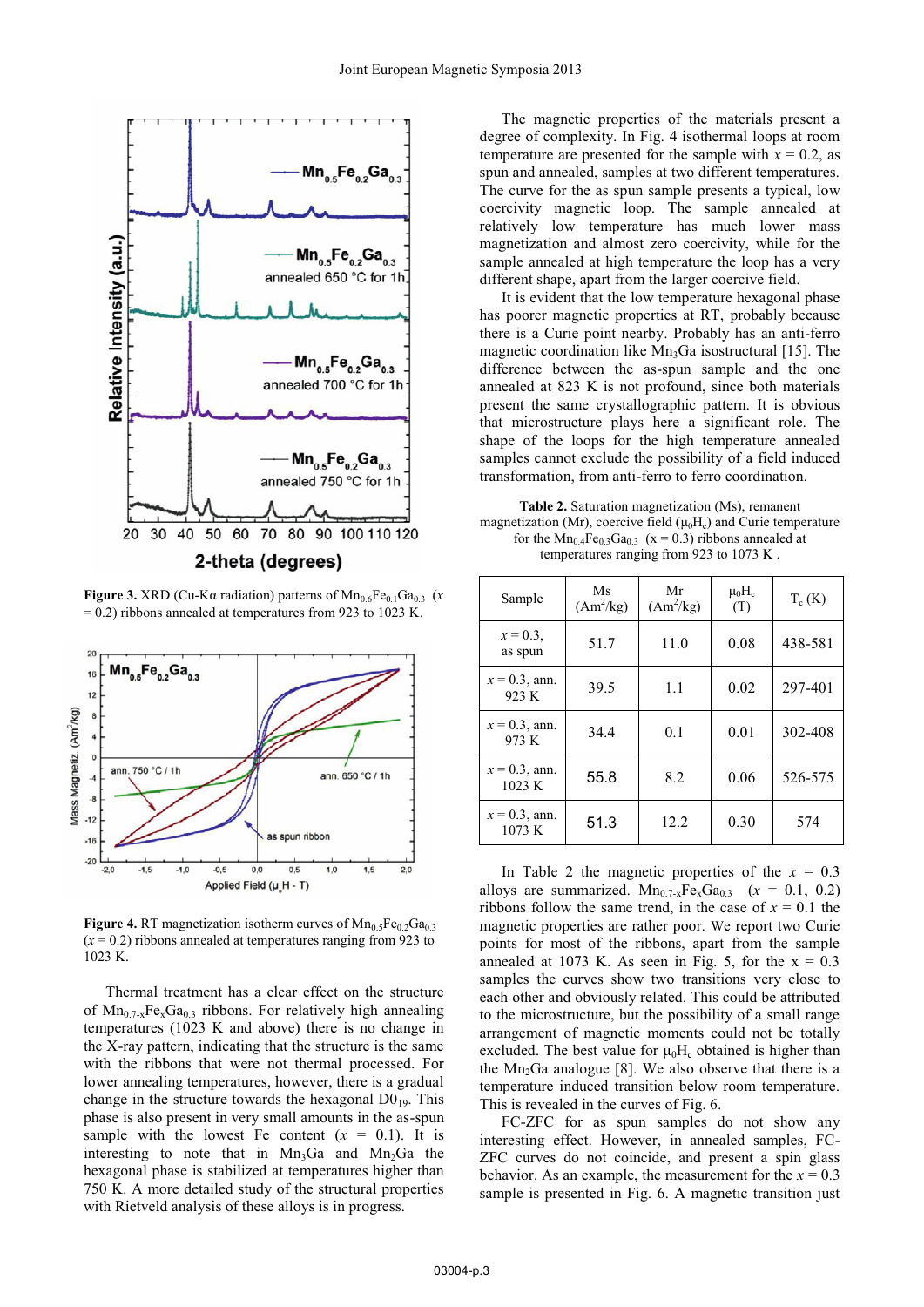**Figure 3.** XRD (Cu-Kα radiation) patterns of $Mn_{0.6}Fe_{0.1}Ga_{0.3}$ ($x$ = 0.2) ribbons annealed at temperatures from 923 to 1023 K.

**Figure 4.** RT magnetization isotherm curves of $Mn_{0.5}Fe_{0.2}Ga_{0.3}$ ($x$ = 0.2) ribbons annealed at temperatures ranging from 923 to 1023 K.

Thermal treatment has a clear effect on the structure of $Mn_{0.7-x}Fe_xGa_{0.3}$ ribbons. For relatively high annealing temperatures (1023 K and above) there is no change in the X-ray pattern, indicating that the structure is the same with the ribbons that were not thermal processed. For lower annealing temperatures, however, there is a gradual change in the structure towards the hexagonal $D0_{19}$. This phase is also present in very small amounts in the as-spun sample with the lowest Fe content ($x$ = 0.1). It is interesting to note that in $Mn_3Ga$ and $Mn_2Ga$ the hexagonal phase is stabilized at temperatures higher than 750 K. A more detailed study of the structural properties with Rietveld analysis of these alloys is in progress.

The magnetic properties of the materials present a degree of complexity. In Fig. 4 isothermal loops at room temperature are presented for the sample with $x$ = 0.2, as spun and annealed, samples at two different temperatures. The curve for the as spun sample presents a typical, low coercivity magnetic loop. The sample annealed at relatively low temperature has much lower mass magnetization and almost zero coercivity, while for the sample annealed at high temperature the loop has a very different shape, apart from the larger coercive field.

It is evident that the low temperature hexagonal phase has poorer magnetic properties at RT, probably because there is a Curie point nearby. Probably has an anti-ferro magnetic coordination like $Mn_3Ga$ isostructural [15]. The difference between the as-spun sample and the one annealed at 823 K is not profound, since both materials present the same crystallographic pattern. It is obvious that microstructure plays here a significant role. The shape of the loops for the high temperature annealed samples cannot exclude the possibility of a field induced transformation, from anti-ferro to ferro coordination.

**Table 2.** Saturation magnetization (Ms), remanent magnetization (Mr), coercive field ($\mu_0H_c$) and Curie temperature for the $Mn_{0.4}Fe_{0.3}Ga_{0.3}$ ($x$ = 0.3) ribbons annealed at temperatures ranging from 923 to 1073 K .

| Sample | Ms ($Am^2/kg$) | Mr ($Am^2/kg$) | $\mu_0H_c$ (T) | $T_c$ (K) |
|---|---|---|---|---|
| $x$ = 0.3, as spun | 51.7 | 11.0 | 0.08 | 438-581 |
| $x$ = 0.3, ann. 923 K | 39.5 | 1.1 | 0.02 | 297-401 |
| $x$ = 0.3, ann. 973 K | 34.4 | 0.1 | 0.01 | 302-408 |
| $x$ = 0.3, ann. 1023 K | 55.8 | 8.2 | 0.06 | 526-575 |
| $x$ = 0.3, ann. 1073 K | 51.3 | 12.2 | 0.30 | 574 |

In Table 2 the magnetic properties of the $x$ = 0.3 alloys are summarized. $Mn_{0.7-x}Fe_xGa_{0.3}$ ($x$ = 0.1, 0.2) ribbons follow the same trend, in the case of $x$ = 0.1 the magnetic properties are rather poor. We report two Curie points for most of the ribbons, apart from the sample annealed at 1073 K. As seen in Fig. 5, for the x = 0.3 samples the curves show two transitions very close to each other and obviously related. This could be attributed to the microstructure, but the possibility of a small range arrangement of magnetic moments could not be totally excluded. The best value for $\mu_0H_c$ obtained is higher than the $Mn_2Ga$ analogue [8]. We also observe that there is a temperature induced transition below room temperature. This is revealed in the curves of Fig. 6.

FC-ZFC for as spun samples do not show any interesting effect. However, in annealed samples, FC-ZFC curves do not coincide, and present a spin glass behavior. As an example, the measurement for the $x$ = 0.3 sample is presented in Fig. 6. A magnetic transition just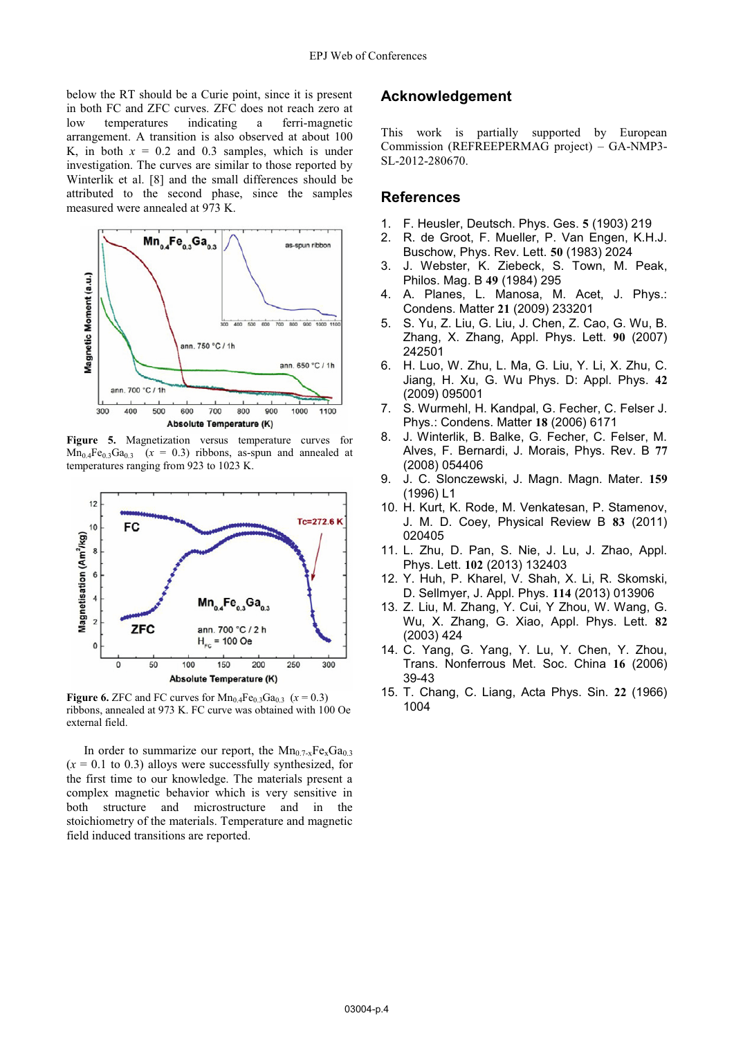below the RT should be a Curie point, since it is present in both FC and ZFC curves. ZFC does not reach zero at low temperatures indicating a ferri-magnetic arrangement. A transition is also observed at about 100 K, in both $x = 0.2$ and 0.3 samples, which is under investigation. The curves are similar to those reported by Winterlik et al. [8] and the small differences should be attributed to the second phase, since the samples measured were annealed at 973 K.

$Mn_{0.4}Fe_{0.3}Ga_{0.3}$

as-spun ribbon

ann. 750 °C / 1h

ann. 650 °C / 1h

ann. 700 °C / 1h

Magnetic Moment (a.u.)

Absolute Temperature (K)

300 400 500 600 700 800 900 1000 1100

**Figure 5.** Magnetization versus temperature curves for $Mn_{0.4}Fe_{0.3}Ga_{0.3}$ ($x = 0.3$) ribbons, as-spun and annealed at temperatures ranging from 923 to 1023 K.

FC

ZFC

Tc=272.6 K

$Mn_{0.4}Fe_{0.3}Ga_{0.3}$

ann. 700 °C / 2 h

$H_{FC}$ = 100 Oe

Magnetisation (Am²/kg)

Absolute Temperature (K)

0 50 100 150 200 250 300

0 2 4 6 8 10 12

**Figure 6.** ZFC and FC curves for $Mn_{0.4}Fe_{0.3}Ga_{0.3}$ ($x = 0.3$) ribbons, annealed at 973 K. FC curve was obtained with 100 Oe external field.

In order to summarize our report, the $Mn_{0.7-x}Fe_xGa_{0.3}$ ($x = 0.1$ to 0.3) alloys were successfully synthesized, for the first time to our knowledge. The materials present a complex magnetic behavior which is very sensitive in both structure and microstructure and in the stoichiometry of the materials. Temperature and magnetic field induced transitions are reported.

## Acknowledgement

This work is partially supported by European Commission (REFREEPERMAG project) – GA-NMP3-SL-2012-280670.

## References

1. F. Heusler, Deutsch. Phys. Ges. **5** (1903) 219
2. R. de Groot, F. Mueller, P. Van Engen, K.H.J. Buschow, Phys. Rev. Lett. **50** (1983) 2024
3. J. Webster, K. Ziebeck, S. Town, M. Peak, Philos. Mag. B **49** (1984) 295
4. A. Planes, L. Manosa, M. Acet, J. Phys.: Condens. Matter **21** (2009) 233201
5. S. Yu, Z. Liu, G. Liu, J. Chen, Z. Cao, G. Wu, B. Zhang, X. Zhang, Appl. Phys. Lett. **90** (2007) 242501
6. H. Luo, W. Zhu, L. Ma, G. Liu, Y. Li, X. Zhu, C. Jiang, H. Xu, G. Wu Phys. D: Appl. Phys. **42** (2009) 095001
7. S. Wurmehl, H. Kandpal, G. Fecher, C. Felser J. Phys.: Condens. Matter **18** (2006) 6171
8. J. Winterlik, B. Balke, G. Fecher, C. Felser, M. Alves, F. Bernardi, J. Morais, Phys. Rev. B **77** (2008) 054406
9. J. C. Slonczewski, J. Magn. Magn. Mater. **159** (1996) L1
10. H. Kurt, K. Rode, M. Venkatesan, P. Stamenov, J. M. D. Coey, Physical Review B **83** (2011) 020405
11. L. Zhu, D. Pan, S. Nie, J. Lu, J. Zhao, Appl. Phys. Lett. **102** (2013) 132403
12. Y. Huh, P. Kharel, V. Shah, X. Li, R. Skomski, D. Sellmyer, J. Appl. Phys. **114** (2013) 013906
13. Z. Liu, M. Zhang, Y. Cui, Y Zhou, W. Wang, G. Wu, X. Zhang, G. Xiao, Appl. Phys. Lett. **82** (2003) 424
14. C. Yang, G. Yang, Y. Lu, Y. Chen, Y. Zhou, Trans. Nonferrous Met. Soc. China **16** (2006) 39-43
15. T. Chang, C. Liang, Acta Phys. Sin. **22** (1966) 1004